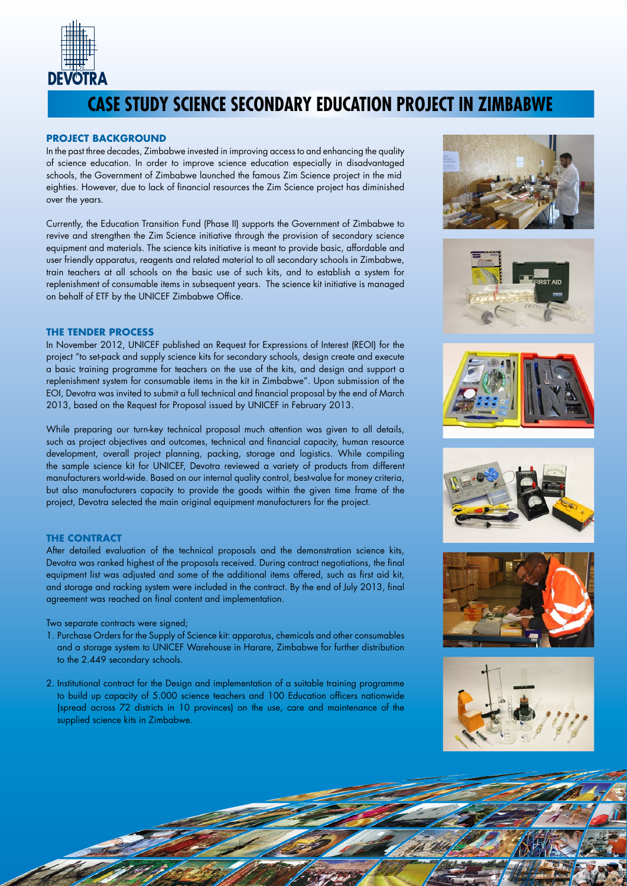DEVOTRA

# CASE STUDY SCIENCE SECONDARY EDUCATION PROJECT IN ZIMBABWE

## PROJECT BACKGROUND

In the past three decades, Zimbabwe invested in improving access to and enhancing the quality of science education. In order to improve science education especially in disadvantaged schools, the Government of Zimbabwe launched the famous Zim Science project in the mid eighties. However, due to lack of financial resources the Zim Science project has diminished over the years.

Currently, the Education Transition Fund (Phase II) supports the Government of Zimbabwe to revive and strengthen the Zim Science initiative through the provision of secondary science equipment and materials. The science kits initiative is meant to provide basic, affordable and user friendly apparatus, reagents and related material to all secondary schools in Zimbabwe, train teachers at all schools on the basic use of such kits, and to establish a system for replenishment of consumable items in subsequent years. The science kit initiative is managed on behalf of ETF by the UNICEF Zimbabwe Office.

## THE TENDER PROCESS

In November 2012, UNICEF published an Request for Expressions of Interest (REOI) for the project "to set-pack and supply science kits for secondary schools, design create and execute a basic training programme for teachers on the use of the kits, and design and support a replenishment system for consumable items in the kit in Zimbabwe". Upon submission of the EOI, Devotra was invited to submit a full technical and financial proposal by the end of March 2013, based on the Request for Proposal issued by UNICEF in February 2013.

While preparing our turn-key technical proposal much attention was given to all details, such as project objectives and outcomes, technical and financial capacity, human resource development, overall project planning, packing, storage and logistics. While compiling the sample science kit for UNICEF, Devotra reviewed a variety of products from different manufacturers world-wide. Based on our internal quality control, best-value for money criteria, but also manufacturers capacity to provide the goods within the given time frame of the project, Devotra selected the main original equipment manufacturers for the project.

## THE CONTRACT

After detailed evaluation of the technical proposals and the demonstration science kits, Devotra was ranked highest of the proposals received. During contract negotiations, the final equipment list was adjusted and some of the additional items offered, such as first aid kit, and storage and racking system were included in the contract. By the end of July 2013, final agreement was reached on final content and implementation.

Two separate contracts were signed;

1. Purchase Orders for the Supply of Science kit: apparatus, chemicals and other consumables and a storage system to UNICEF Warehouse in Harare, Zimbabwe for further distribution to the 2.449 secondary schools.
2. Institutional contract for the Design and implementation of a suitable training programme to build up capacity of 5.000 science teachers and 100 Education officers nationwide (spread across 72 districts in 10 provinces) on the use, care and maintenance of the supplied science kits in Zimbabwe.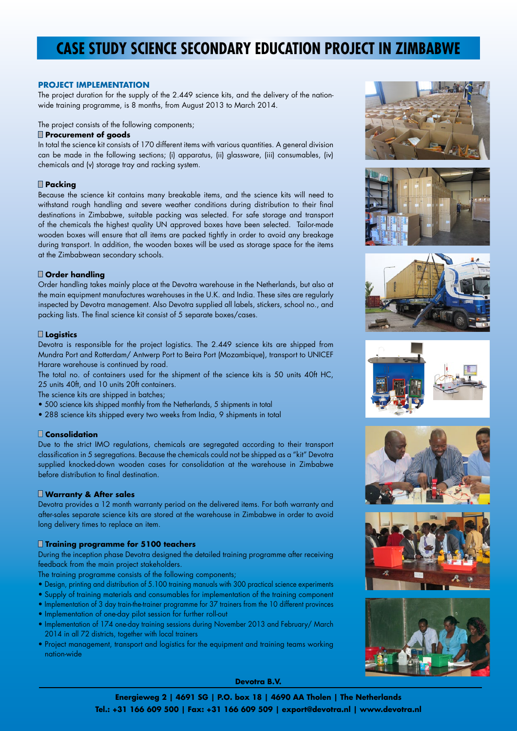# CASE STUDY SCIENCE SECONDARY EDUCATION PROJECT IN ZIMBABWE

## PROJECT IMPLEMENTATION

The project duration for the supply of the 2.449 science kits, and the delivery of the nation-wide training programme, is 8 months, from August 2013 to March 2014.

The project consists of the following components;

### Procurement of goods

In total the science kit consists of 170 different items with various quantities. A general division can be made in the following sections; (i) apparatus, (ii) glassware, (iii) consumables, (iv) chemicals and (v) storage tray and racking system.

### Packing

Because the science kit contains many breakable items, and the science kits will need to withstand rough handling and severe weather conditions during distribution to their final destinations in Zimbabwe, suitable packing was selected. For safe storage and transport of the chemicals the highest quality UN approved boxes have been selected. Tailor-made wooden boxes will ensure that all items are packed tightly in order to avoid any breakage during transport. In addition, the wooden boxes will be used as storage space for the items at the Zimbabwean secondary schools.

### Order handling

Order handling takes mainly place at the Devotra warehouse in the Netherlands, but also at the main equipment manufactures warehouses in the U.K. and India. These sites are regularly inspected by Devotra management. Also Devotra supplied all labels, stickers, school no., and packing lists. The final science kit consist of 5 separate boxes/cases.

### Logistics

Devotra is responsible for the project logistics. The 2.449 science kits are shipped from Mundra Port and Rotterdam/ Antwerp Port to Beira Port (Mozambique), transport to UNICEF Harare warehouse is continued by road.

The total no. of containers used for the shipment of the science kits is 50 units 40ft HC, 25 units 40ft, and 10 units 20ft containers.

The science kits are shipped in batches;

- 500 science kits shipped monthly from the Netherlands, 5 shipments in total
- 288 science kits shipped every two weeks from India, 9 shipments in total

### Consolidation

Due to the strict IMO regulations, chemicals are segregated according to their transport classification in 5 segregations. Because the chemicals could not be shipped as a "kit" Devotra supplied knocked-down wooden cases for consolidation at the warehouse in Zimbabwe before distribution to final destination.

### Warranty & After sales

Devotra provides a 12 month warranty period on the delivered items. For both warranty and after-sales separate science kits are stored at the warehouse in Zimbabwe in order to avoid long delivery times to replace an item.

### Training programme for 5100 teachers

During the inception phase Devotra designed the detailed training programme after receiving feedback from the main project stakeholders.

The training programme consists of the following components;

- Design, printing and distribution of 5.100 training manuals with 300 practical science experiments
- Supply of training materials and consumables for implementation of the training component
- Implementation of 3 day train-the-trainer programme for 37 trainers from the 10 different provinces
- Implementation of one-day pilot session for further roll-out
- Implementation of 174 one-day training sessions during November 2013 and February/ March 2014 in all 72 districts, together with local trainers
- Project management, transport and logistics for the equipment and training teams working nation-wide

**Devotra B.V.**

**Energieweg 2 | 4691 SG | P.O. box 18 | 4690 AA Tholen | The Netherlands**
**Tel.: +31 166 609 500 | Fax: +31 166 609 509 | export@devotra.nl | www.devotra.nl**